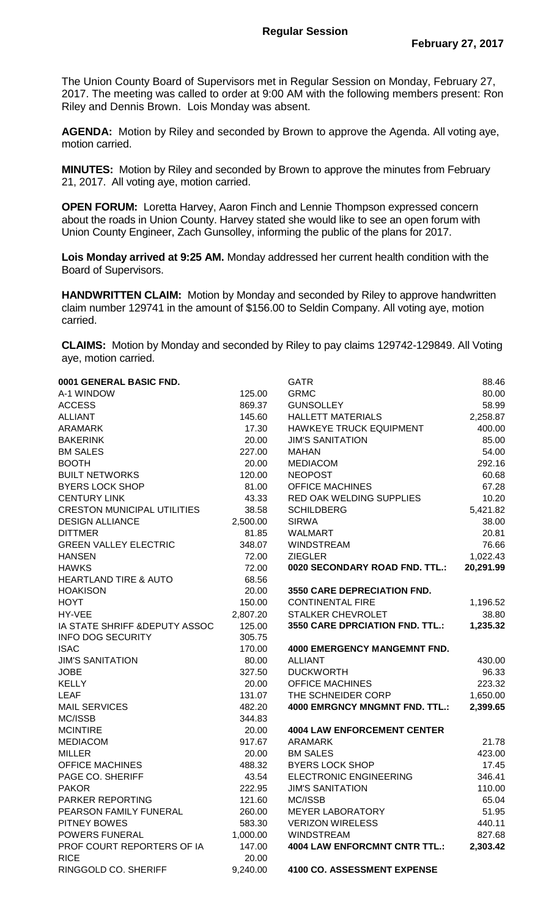# Regular Session

**February 27, 2017**

The Union County Board of Supervisors met in Regular Session on Monday, February 27, 2017. The meeting was called to order at 9:00 AM with the following members present: Ron Riley and Dennis Brown. Lois Monday was absent.

**AGENDA:** Motion by Riley and seconded by Brown to approve the Agenda. All voting aye, motion carried.

**MINUTES:** Motion by Riley and seconded by Brown to approve the minutes from February 21, 2017. All voting aye, motion carried.

**OPEN FORUM:** Loretta Harvey, Aaron Finch and Lennie Thompson expressed concern about the roads in Union County. Harvey stated she would like to see an open forum with Union County Engineer, Zach Gunsolley, informing the public of the plans for 2017.

**Lois Monday arrived at 9:25 AM.** Monday addressed her current health condition with the Board of Supervisors.

**HANDWRITTEN CLAIM:** Motion by Monday and seconded by Riley to approve handwritten claim number 129741 in the amount of $156.00 to Seldin Company. All voting aye, motion carried.

**CLAIMS:** Motion by Monday and seconded by Riley to pay claims 129742-129849. All Voting aye, motion carried.

| | |
|---|---|
| **0001 GENERAL BASIC FND.** | |
| A-1 WINDOW | 125.00 |
| ACCESS | 869.37 |
| ALLIANT | 145.60 |
| ARAMARK | 17.30 |
| BAKERINK | 20.00 |
| BM SALES | 227.00 |
| BOOTH | 20.00 |
| BUILT NETWORKS | 120.00 |
| BYERS LOCK SHOP | 81.00 |
| CENTURY LINK | 43.33 |
| CRESTON MUNICIPAL UTILITIES | 38.58 |
| DESIGN ALLIANCE | 2,500.00 |
| DITTMER | 81.85 |
| GREEN VALLEY ELECTRIC | 348.07 |
| HANSEN | 72.00 |
| HAWKS | 72.00 |
| HEARTLAND TIRE & AUTO | 68.56 |
| HOAKISON | 20.00 |
| HOYT | 150.00 |
| HY-VEE | 2,807.20 |
| IA STATE SHRIFF &DEPUTY ASSOC | 125.00 |
| INFO DOG SECURITY | 305.75 |
| ISAC | 170.00 |
| JIM'S SANITATION | 80.00 |
| JOBE | 327.50 |
| KELLY | 20.00 |
| LEAF | 131.07 |
| MAIL SERVICES | 482.20 |
| MC/ISSB | 344.83 |
| MCINTIRE | 20.00 |
| MEDIACOM | 917.67 |
| MILLER | 20.00 |
| OFFICE MACHINES | 488.32 |
| PAGE CO. SHERIFF | 43.54 |
| PAKOR | 222.95 |
| PARKER REPORTING | 121.60 |
| PEARSON FAMILY FUNERAL | 260.00 |
| PITNEY BOWES | 583.30 |
| POWERS FUNERAL | 1,000.00 |
| PROF COURT REPORTERS OF IA | 147.00 |
| RICE | 20.00 |
| RINGGOLD CO. SHERIFF | 9,240.00 |
| GATR | 88.46 |
| GRMC | 80.00 |
| GUNSOLLEY | 58.99 |
| HALLETT MATERIALS | 2,258.87 |
| HAWKEYE TRUCK EQUIPMENT | 400.00 |
| JIM'S SANITATION | 85.00 |
| MAHAN | 54.00 |
| MEDIACOM | 292.16 |
| NEOPOST | 60.68 |
| OFFICE MACHINES | 67.28 |
| RED OAK WELDING SUPPLIES | 10.20 |
| SCHILDBERG | 5,421.82 |
| SIRWA | 38.00 |
| WALMART | 20.81 |
| WINDSTREAM | 76.66 |
| ZIEGLER | 1,022.43 |
| **0020 SECONDARY ROAD FND. TTL.:** | **20,291.99** |
| **3550 CARE DEPRECIATION FND.** | |
| CONTINENTAL FIRE | 1,196.52 |
| STALKER CHEVROLET | 38.80 |
| **3550 CARE DPRCIATION FND. TTL.:** | **1,235.32** |
| **4000 EMERGENCY MANGEMNT FND.** | |
| ALLIANT | 430.00 |
| DUCKWORTH | 96.33 |
| OFFICE MACHINES | 223.32 |
| THE SCHNEIDER CORP | 1,650.00 |
| **4000 EMRGNCY MNGMNT FND. TTL.:** | **2,399.65** |
| **4004 LAW ENFORCEMENT CENTER** | |
| ARAMARK | 21.78 |
| BM SALES | 423.00 |
| BYERS LOCK SHOP | 17.45 |
| ELECTRONIC ENGINEERING | 346.41 |
| JIM'S SANITATION | 110.00 |
| MC/ISSB | 65.04 |
| MEYER LABORATORY | 51.95 |
| VERIZON WIRELESS | 440.11 |
| WINDSTREAM | 827.68 |
| **4004 LAW ENFORCMNT CNTR TTL.:** | **2,303.42** |
| **4100 CO. ASSESSMENT EXPENSE** | |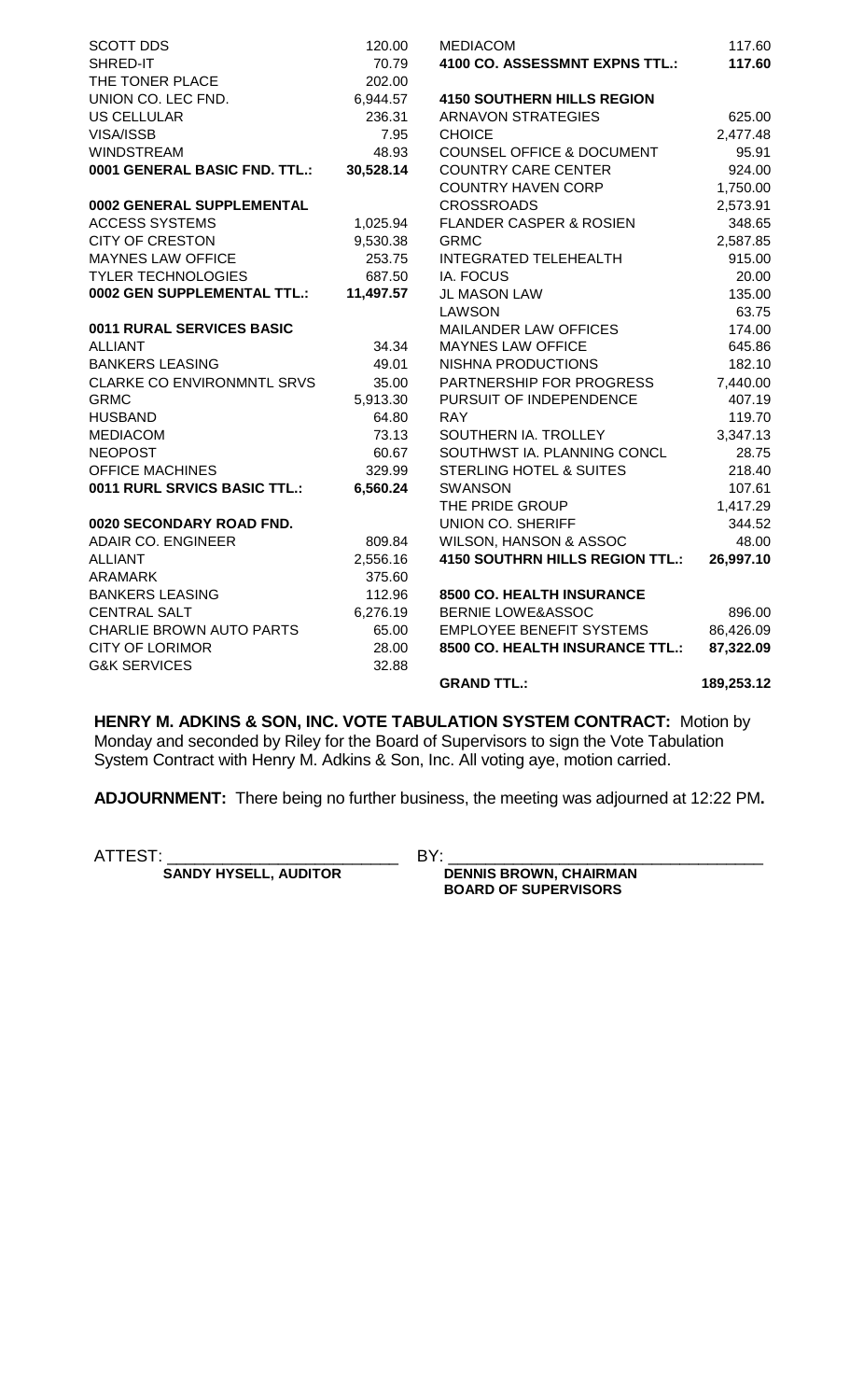| | |
|---|---|
| SCOTT DDS | 120.00 |
| SHRED-IT | 70.79 |
| THE TONER PLACE | 202.00 |
| UNION CO. LEC FND. | 6,944.57 |
| US CELLULAR | 236.31 |
| VISA/ISSB | 7.95 |
| WINDSTREAM | 48.93 |
| **0001 GENERAL BASIC FND. TTL.:** | **30,528.14** |
| | |
| **0002 GENERAL SUPPLEMENTAL** | |
| ACCESS SYSTEMS | 1,025.94 |
| CITY OF CRESTON | 9,530.38 |
| MAYNES LAW OFFICE | 253.75 |
| TYLER TECHNOLOGIES | 687.50 |
| **0002 GEN SUPPLEMENTAL TTL.:** | **11,497.57** |
| | |
| **0011 RURAL SERVICES BASIC** | |
| ALLIANT | 34.34 |
| BANKERS LEASING | 49.01 |
| CLARKE CO ENVIRONMNTL SRVS | 35.00 |
| GRMC | 5,913.30 |
| HUSBAND | 64.80 |
| MEDIACOM | 73.13 |
| NEOPOST | 60.67 |
| OFFICE MACHINES | 329.99 |
| **0011 RURL SRVICS BASIC TTL.:** | **6,560.24** |
| | |
| **0020 SECONDARY ROAD FND.** | |
| ADAIR CO. ENGINEER | 809.84 |
| ALLIANT | 2,556.16 |
| ARAMARK | 375.60 |
| BANKERS LEASING | 112.96 |
| CENTRAL SALT | 6,276.19 |
| CHARLIE BROWN AUTO PARTS | 65.00 |
| CITY OF LORIMOR | 28.00 |
| G&K SERVICES | 32.88 |
| MEDIACOM | 117.60 |
| **4100 CO. ASSESSMNT EXPNS TTL.:** | **117.60** |
| | |
| **4150 SOUTHERN HILLS REGION** | |
| ARNAVON STRATEGIES | 625.00 |
| CHOICE | 2,477.48 |
| COUNSEL OFFICE & DOCUMENT | 95.91 |
| COUNTRY CARE CENTER | 924.00 |
| COUNTRY HAVEN CORP | 1,750.00 |
| CROSSROADS | 2,573.91 |
| FLANDER CASPER & ROSIEN | 348.65 |
| GRMC | 2,587.85 |
| INTEGRATED TELEHEALTH | 915.00 |
| IA. FOCUS | 20.00 |
| JL MASON LAW | 135.00 |
| LAWSON | 63.75 |
| MAILANDER LAW OFFICES | 174.00 |
| MAYNES LAW OFFICE | 645.86 |
| NISHNA PRODUCTIONS | 182.10 |
| PARTNERSHIP FOR PROGRESS | 7,440.00 |
| PURSUIT OF INDEPENDENCE | 407.19 |
| RAY | 119.70 |
| SOUTHERN IA. TROLLEY | 3,347.13 |
| SOUTHWST IA. PLANNING CONCL | 28.75 |
| STERLING HOTEL & SUITES | 218.40 |
| SWANSON | 107.61 |
| THE PRIDE GROUP | 1,417.29 |
| UNION CO. SHERIFF | 344.52 |
| WILSON, HANSON & ASSOC | 48.00 |
| **4150 SOUTHRN HILLS REGION TTL.:** | **26,997.10** |
| | |
| **8500 CO. HEALTH INSURANCE** | |
| BERNIE LOWE&ASSOC | 896.00 |
| EMPLOYEE BENEFIT SYSTEMS | 86,426.09 |
| **8500 CO. HEALTH INSURANCE TTL.:** | **87,322.09** |
| | |
| **GRAND TTL.:** | **189,253.12** |

**HENRY M. ADKINS & SON, INC. VOTE TABULATION SYSTEM CONTRACT:** Motion by Monday and seconded by Riley for the Board of Supervisors to sign the Vote Tabulation System Contract with Henry M. Adkins & Son, Inc. All voting aye, motion carried.

**ADJOURNMENT:** There being no further business, the meeting was adjourned at 12:22 PM**.**

ATTEST: ___________________________ BY: ____________________________________

**SANDY HYSELL, AUDITOR**

**DENNIS BROWN, CHAIRMAN**
**BOARD OF SUPERVISORS**